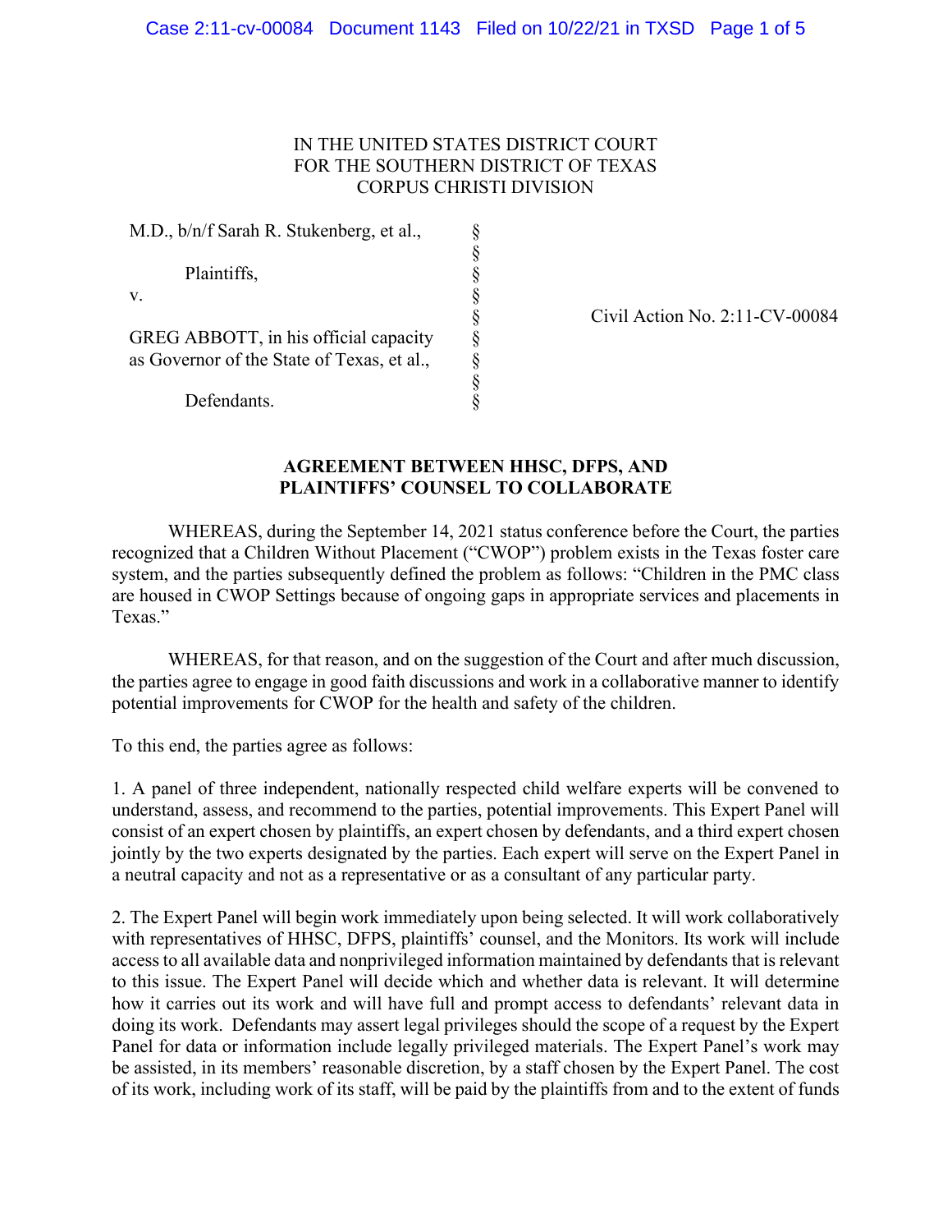IN THE UNITED STATES DISTRICT COURT
FOR THE SOUTHERN DISTRICT OF TEXAS
CORPUS CHRISTI DIVISION

| | | |
|---|---|---|
| M.D., b/n/f Sarah R. Stukenberg, et al., | § | |
| | § | |
| Plaintiffs, | § | |
| v. | § | |
| | § | Civil Action No. 2:11-CV-00084 |
| GREG ABBOTT, in his official capacity as Governor of the State of Texas, et al., | § | |
| | § | |
| Defendants. | § | |

**AGREEMENT BETWEEN HHSC, DFPS, AND PLAINTIFFS' COUNSEL TO COLLABORATE**

WHEREAS, during the September 14, 2021 status conference before the Court, the parties recognized that a Children Without Placement ("CWOP") problem exists in the Texas foster care system, and the parties subsequently defined the problem as follows: "Children in the PMC class are housed in CWOP Settings because of ongoing gaps in appropriate services and placements in Texas."

WHEREAS, for that reason, and on the suggestion of the Court and after much discussion, the parties agree to engage in good faith discussions and work in a collaborative manner to identify potential improvements for CWOP for the health and safety of the children.

To this end, the parties agree as follows:

1. A panel of three independent, nationally respected child welfare experts will be convened to understand, assess, and recommend to the parties, potential improvements. This Expert Panel will consist of an expert chosen by plaintiffs, an expert chosen by defendants, and a third expert chosen jointly by the two experts designated by the parties. Each expert will serve on the Expert Panel in a neutral capacity and not as a representative or as a consultant of any particular party.

2. The Expert Panel will begin work immediately upon being selected. It will work collaboratively with representatives of HHSC, DFPS, plaintiffs' counsel, and the Monitors. Its work will include access to all available data and nonprivileged information maintained by defendants that is relevant to this issue. The Expert Panel will decide which and whether data is relevant. It will determine how it carries out its work and will have full and prompt access to defendants' relevant data in doing its work. Defendants may assert legal privileges should the scope of a request by the Expert Panel for data or information include legally privileged materials. The Expert Panel's work may be assisted, in its members' reasonable discretion, by a staff chosen by the Expert Panel. The cost of its work, including work of its staff, will be paid by the plaintiffs from and to the extent of funds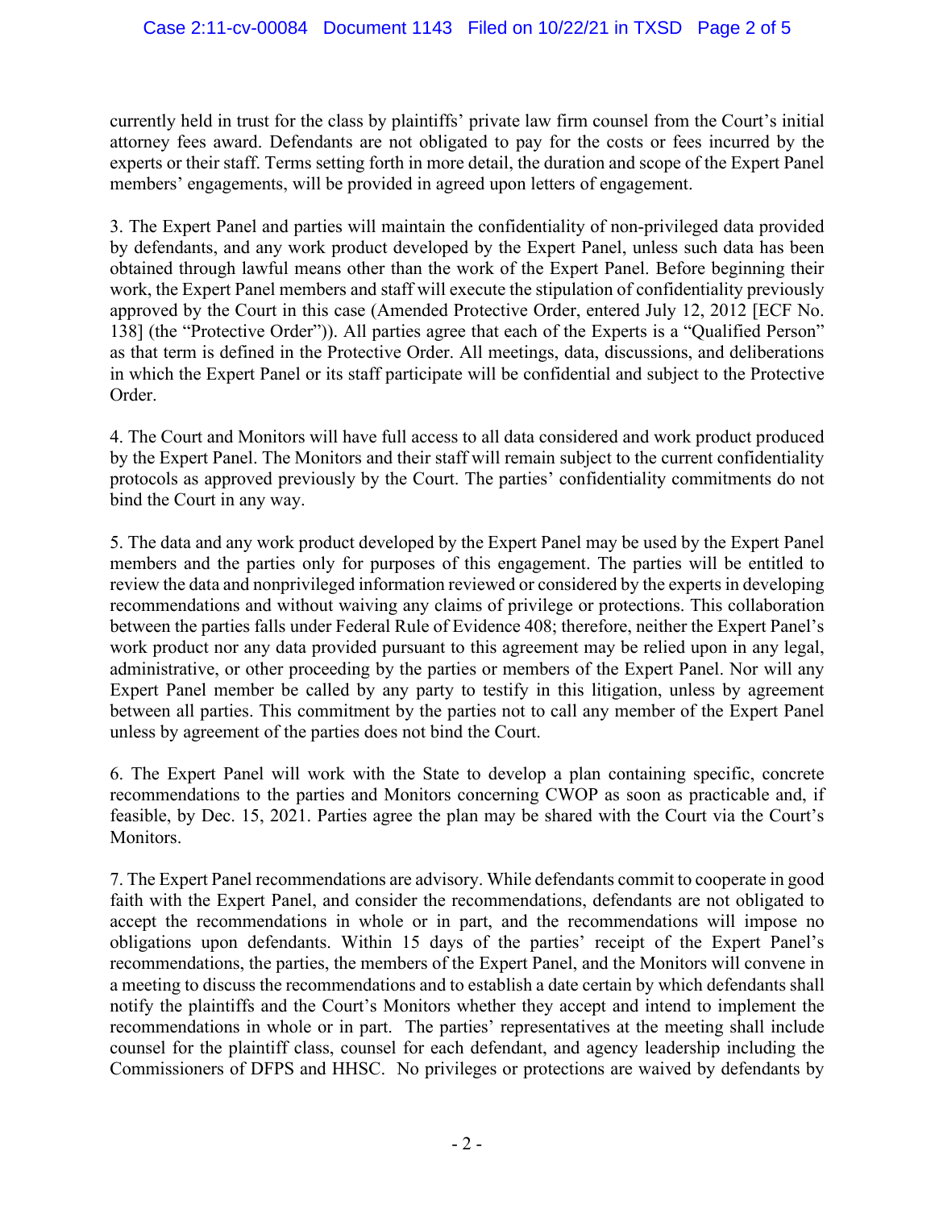currently held in trust for the class by plaintiffs' private law firm counsel from the Court's initial attorney fees award. Defendants are not obligated to pay for the costs or fees incurred by the experts or their staff. Terms setting forth in more detail, the duration and scope of the Expert Panel members' engagements, will be provided in agreed upon letters of engagement.

3. The Expert Panel and parties will maintain the confidentiality of non-privileged data provided by defendants, and any work product developed by the Expert Panel, unless such data has been obtained through lawful means other than the work of the Expert Panel. Before beginning their work, the Expert Panel members and staff will execute the stipulation of confidentiality previously approved by the Court in this case (Amended Protective Order, entered July 12, 2012 [ECF No. 138] (the "Protective Order")). All parties agree that each of the Experts is a "Qualified Person" as that term is defined in the Protective Order. All meetings, data, discussions, and deliberations in which the Expert Panel or its staff participate will be confidential and subject to the Protective Order.

4. The Court and Monitors will have full access to all data considered and work product produced by the Expert Panel. The Monitors and their staff will remain subject to the current confidentiality protocols as approved previously by the Court. The parties' confidentiality commitments do not bind the Court in any way.

5. The data and any work product developed by the Expert Panel may be used by the Expert Panel members and the parties only for purposes of this engagement. The parties will be entitled to review the data and nonprivileged information reviewed or considered by the experts in developing recommendations and without waiving any claims of privilege or protections. This collaboration between the parties falls under Federal Rule of Evidence 408; therefore, neither the Expert Panel's work product nor any data provided pursuant to this agreement may be relied upon in any legal, administrative, or other proceeding by the parties or members of the Expert Panel. Nor will any Expert Panel member be called by any party to testify in this litigation, unless by agreement between all parties. This commitment by the parties not to call any member of the Expert Panel unless by agreement of the parties does not bind the Court.

6. The Expert Panel will work with the State to develop a plan containing specific, concrete recommendations to the parties and Monitors concerning CWOP as soon as practicable and, if feasible, by Dec. 15, 2021. Parties agree the plan may be shared with the Court via the Court's Monitors.

7. The Expert Panel recommendations are advisory. While defendants commit to cooperate in good faith with the Expert Panel, and consider the recommendations, defendants are not obligated to accept the recommendations in whole or in part, and the recommendations will impose no obligations upon defendants. Within 15 days of the parties' receipt of the Expert Panel's recommendations, the parties, the members of the Expert Panel, and the Monitors will convene in a meeting to discuss the recommendations and to establish a date certain by which defendants shall notify the plaintiffs and the Court's Monitors whether they accept and intend to implement the recommendations in whole or in part. The parties' representatives at the meeting shall include counsel for the plaintiff class, counsel for each defendant, and agency leadership including the Commissioners of DFPS and HHSC. No privileges or protections are waived by defendants by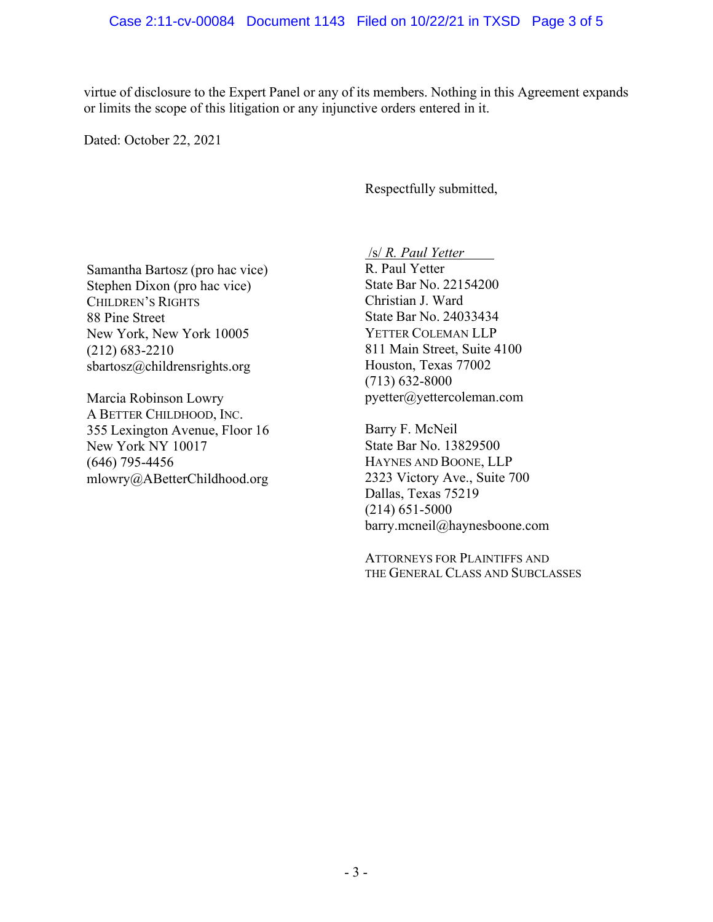virtue of disclosure to the Expert Panel or any of its members. Nothing in this Agreement expands or limits the scope of this litigation or any injunctive orders entered in it.

Dated: October 22, 2021

Respectfully submitted,

/s/ *R. Paul Yetter*
R. Paul Yetter
State Bar No. 22154200
Christian J. Ward
State Bar No. 24033434
YETTER COLEMAN LLP
811 Main Street, Suite 4100
Houston, Texas 77002
(713) 632-8000
pyetter@yettercoleman.com

Barry F. McNeil
State Bar No. 13829500
HAYNES AND BOONE, LLP
2323 Victory Ave., Suite 700
Dallas, Texas 75219
(214) 651-5000
barry.mcneil@haynesboone.com

Samantha Bartosz (pro hac vice)
Stephen Dixon (pro hac vice)
CHILDREN'S RIGHTS
88 Pine Street
New York, New York 10005
(212) 683-2210
sbartosz@childrensrights.org

Marcia Robinson Lowry
A BETTER CHILDHOOD, INC.
355 Lexington Avenue, Floor 16
New York NY 10017
(646) 795-4456
mlowry@ABetterChildhood.org

ATTORNEYS FOR PLAINTIFFS AND THE GENERAL CLASS AND SUBCLASSES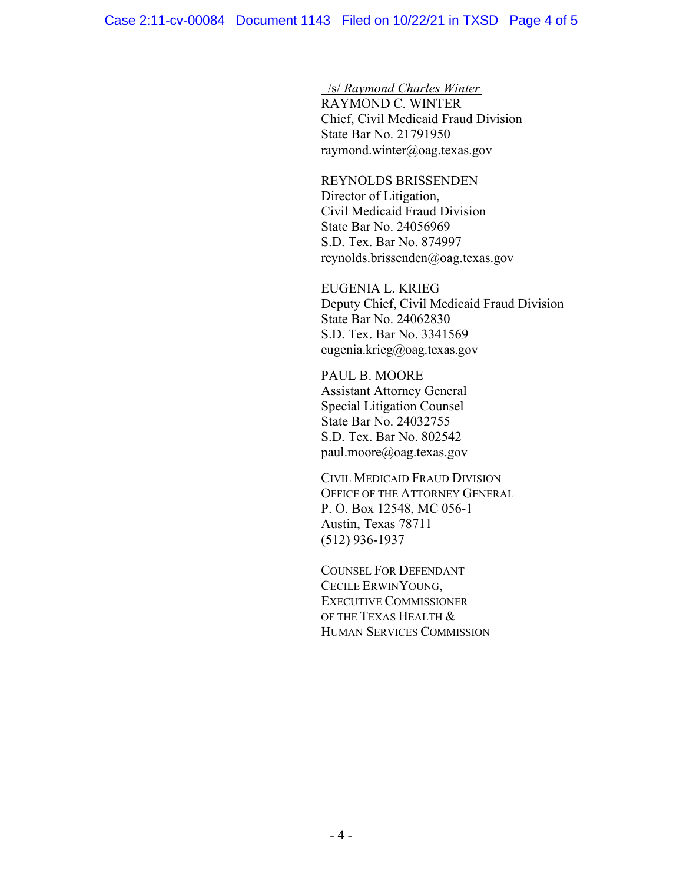/s/ *Raymond Charles Winter*
RAYMOND C. WINTER
Chief, Civil Medicaid Fraud Division
State Bar No. 21791950
raymond.winter@oag.texas.gov

REYNOLDS BRISSENDEN
Director of Litigation,
Civil Medicaid Fraud Division
State Bar No. 24056969
S.D. Tex. Bar No. 874997
reynolds.brissenden@oag.texas.gov

EUGENIA L. KRIEG
Deputy Chief, Civil Medicaid Fraud Division
State Bar No. 24062830
S.D. Tex. Bar No. 3341569
eugenia.krieg@oag.texas.gov

PAUL B. MOORE
Assistant Attorney General
Special Litigation Counsel
State Bar No. 24032755
S.D. Tex. Bar No. 802542
paul.moore@oag.texas.gov

CIVIL MEDICAID FRAUD DIVISION
OFFICE OF THE ATTORNEY GENERAL
P. O. Box 12548, MC 056-1
Austin, Texas 78711
(512) 936-1937

COUNSEL FOR DEFENDANT
CECILE ERWINYOUNG,
EXECUTIVE COMMISSIONER
OF THE TEXAS HEALTH &
HUMAN SERVICES COMMISSION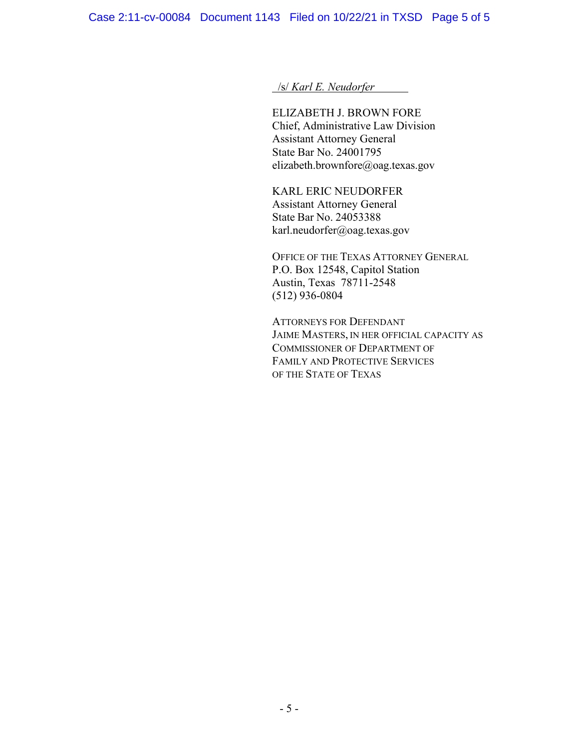/s/ *Karl E. Neudorfer*

ELIZABETH J. BROWN FORE
Chief, Administrative Law Division
Assistant Attorney General
State Bar No. 24001795
elizabeth.brownfore@oag.texas.gov

KARL ERIC NEUDORFER
Assistant Attorney General
State Bar No. 24053388
karl.neudorfer@oag.texas.gov

OFFICE OF THE TEXAS ATTORNEY GENERAL
P.O. Box 12548, Capitol Station
Austin, Texas 78711-2548
(512) 936-0804

ATTORNEYS FOR DEFENDANT
JAIME MASTERS, IN HER OFFICIAL CAPACITY AS
COMMISSIONER OF DEPARTMENT OF
FAMILY AND PROTECTIVE SERVICES
OF THE STATE OF TEXAS